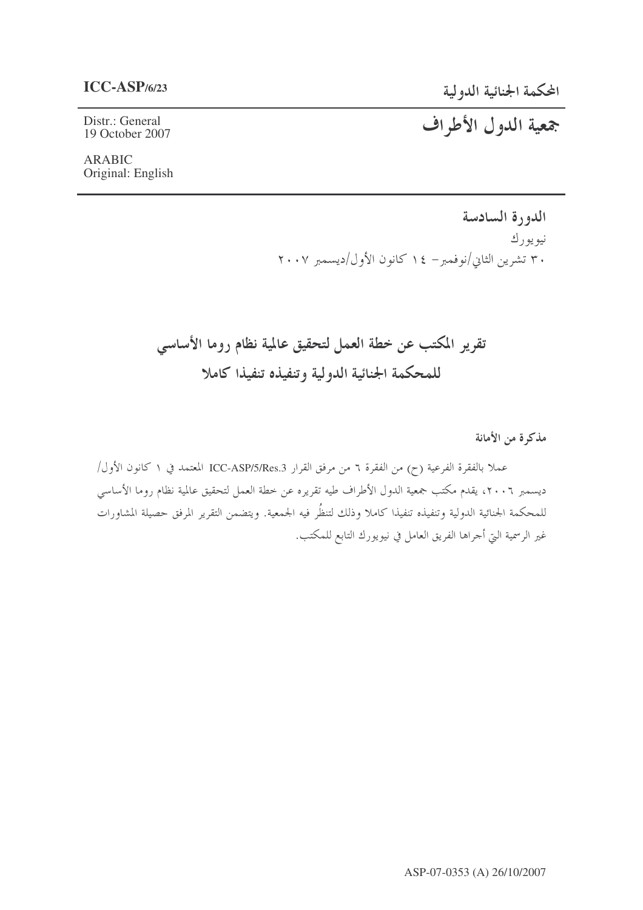**ICC-ASP/6/23**

المحكمة الجنائية الدولية

# جمعية الدول الأطراف

Distr.: General
19 October 2007

ARABIC
Original: English

**الدورة السادسة**

نيويورك

٣٠ تشرين الثاني/نوفمبر– ١٤ كانون الأول/ديسمبر ٢٠٠٧

## تقرير المكتب عن خطة العمل لتحقيق عالمية نظام روما الأساسي للمحكمة الجنائية الدولية وتنفيذه تنفيذا كاملا

**مذكرة من الأمانة**

عملا بالفقرة الفرعية (ح) من الفقرة ٦ من مرفق القرار ICC-ASP/5/Res.3 المعتمد في ١ كانون الأول/ديسمبر ٢٠٠٦، يقدم مكتب جمعية الدول الأطراف طيه تقريره عن خطة العمل لتحقيق عالمية نظام روما الأساسي للمحكمة الجنائية الدولية وتنفيذه تنفيذا كاملا وذلك لتنظُر فيه الجمعية. ويتضمن التقرير المرفق حصيلة المشاورات غير الرسمية التي أجراها الفريق العامل في نيويورك التابع للمكتب.

ASP-07-0353 (A) 26/10/2007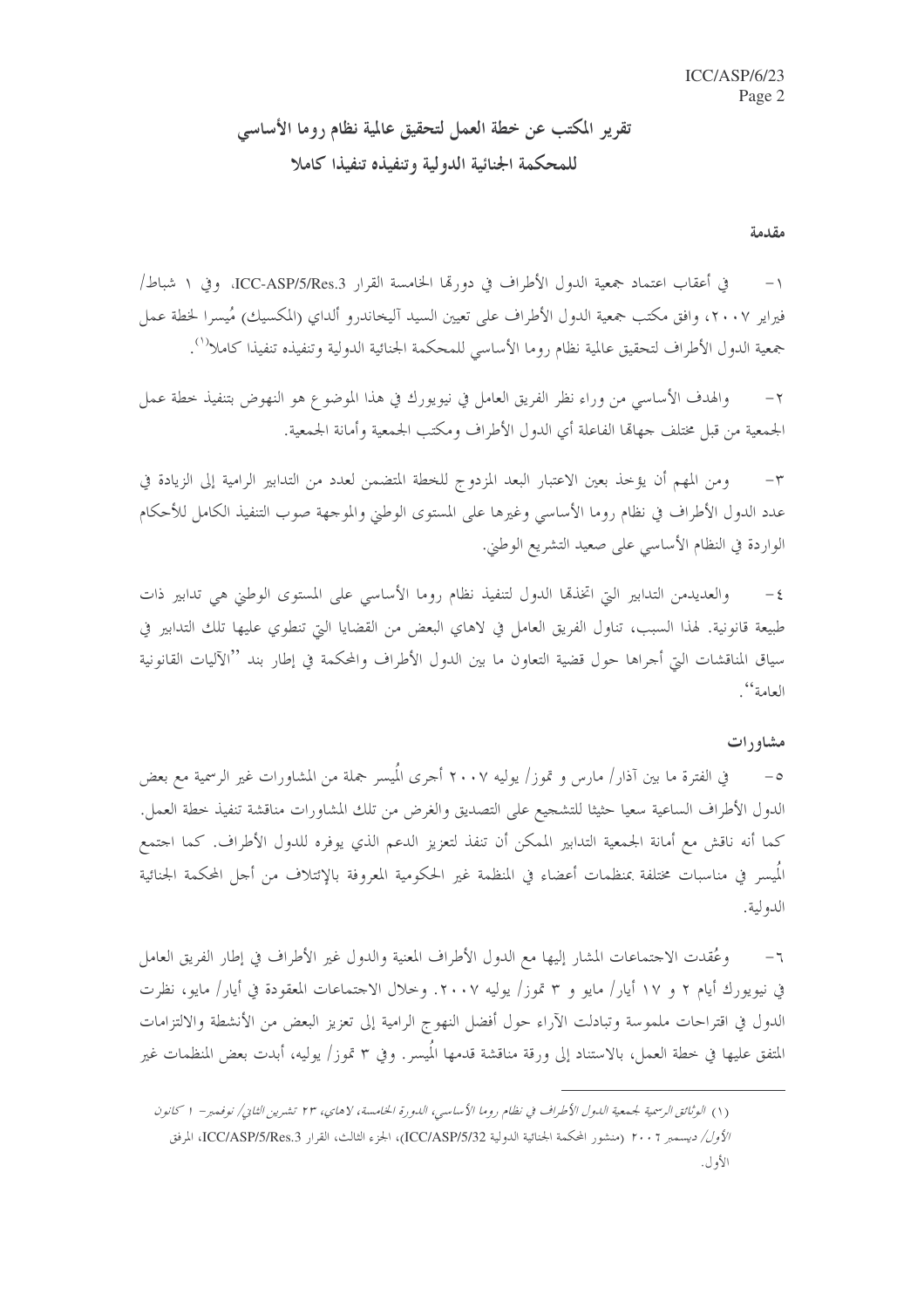# تقرير المكتب عن خطة العمل لتحقيق عالمية نظام روما الأساسي للمحكمة الجنائية الدولية وتنفيذه تنفيذا كاملا

## مقدمة

١- في أعقاب اعتماد جمعية الدول الأطراف في دورتها الخامسة القرار ICC-ASP/5/Res.3، وفي ١ شباط/فبراير ٢٠٠٧، وافق مكتب جمعية الدول الأطراف على تعيين السيد آليخاندرو ألداي (المكسيك) مُيسرا لخطة عمل جمعية الدول الأطراف لتحقيق عالمية نظام روما الأساسي للمحكمة الجنائية الدولية وتنفيذه تنفيذا كاملا[1].

٢- والهدف الأساسي من وراء نظر الفريق العامل في نيويورك في هذا الموضوع هو النهوض بتنفيذ خطة عمل الجمعية من قبل مختلف جهاتها الفاعلة أي الدول الأطراف ومكتب الجمعية وأمانة الجمعية.

٣- ومن المهم أن يؤخذ بعين الاعتبار البعد المزدوج للخطة المتضمن لعدد من التدابير الرامية إلى الزيادة في عدد الدول الأطراف في نظام روما الأساسي وغيرها على المستوى الوطني والموجهة صوب التنفيذ الكامل للأحكام الواردة في النظام الأساسي على صعيد التشريع الوطني.

٤- والعديدمن التدابير التي اتخذتها الدول لتنفيذ نظام روما الأساسي على المستوى الوطني هي تدابير ذات طبيعة قانونية. لهذا السبب، تناول الفريق العامل في لاهاي البعض من القضايا التي تنطوي عليها تلك التدابير في سياق المناقشات التي أجراها حول قضية التعاون ما بين الدول الأطراف والمحكمة في إطار بند ''الآليات القانونية العامة''.

## مشاورات

٥- في الفترة ما بين آذار/ مارس و تموز/ يوليه ٢٠٠٧ أجرى المُيسر جملة من المشاورات غير الرسمية مع بعض الدول الأطراف الساعية سعيا حثيثا للتشجيع على التصديق والغرض من تلك المشاورات مناقشة تنفيذ خطة العمل. كما أنه ناقش مع أمانة الجمعية التدابير الممكن أن تنفذ لتعزيز الدعم الذي يوفره للدول الأطراف. كما اجتمع المُيسر في مناسبات مختلفة بمنظمات أعضاء في المنظمة غير الحكومية المعروفة بالإئتلاف من أجل المحكمة الجنائية الدولية.

٦- وعُقدت الاجتماعات المشار إليها مع الدول الأطراف المعنية والدول غير الأطراف في إطار الفريق العامل في نيويورك أيام ٢ و ١٧ أيار/ مايو و ٣ تموز/ يوليه ٢٠٠٧. وخلال الاجتماعات المعقودة في أيار/ مايو، نظرت الدول في اقتراحات ملموسة وتبادلت الآراء حول أفضل النهوج الرامية إلى تعزيز البعض من الأنشطة والالتزامات المتفق عليها في خطة العمل، بالاستناد إلى ورقة مناقشة قدمها المُيسر. وفي ٣ تموز/ يوليه، أبدت بعض المنظمات غير

---

(١) *الوثائق الرسمية لجمعية الدول الأطراف في نظام روما الأساسي، الدورة الخامسة، لاهاي، ٢٣ تشرين الثاني/ نوفمبر- ١ كانون الأول/ ديسمبر ٢٠٠٦* (منشور المحكمة الجنائية الدولية ICC/ASP/5/32)، الجزء الثالث، القرار ICC/ASP/5/Res.3، المرفق الأول.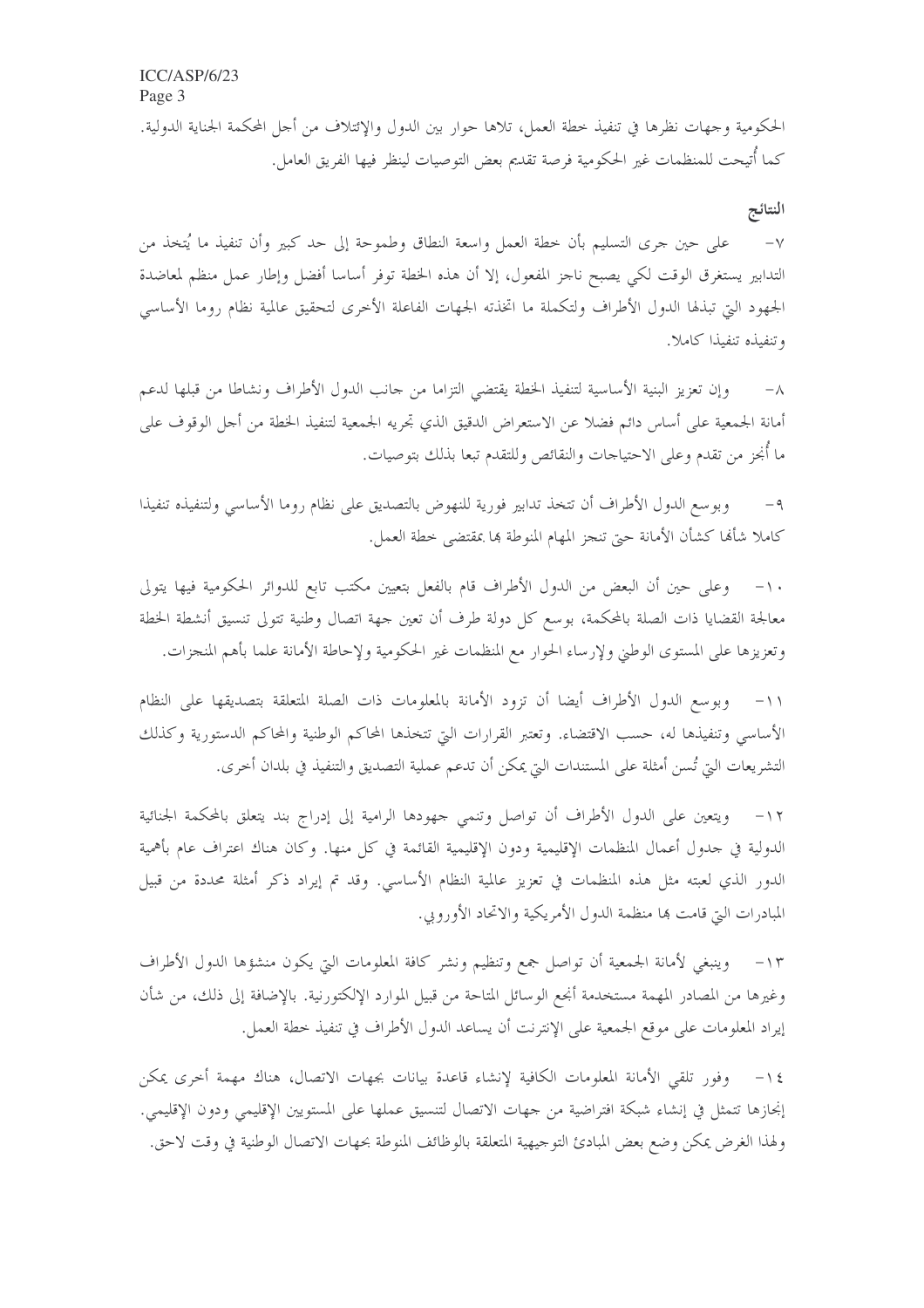الحكومية وجهات نظرها في تنفيذ خطة العمل، تلاها حوار بين الدول والإئتلاف من أجل المحكمة الجنائية الدولية. كما أُتيحت للمنظمات غير الحكومية فرصة تقديم بعض التوصيات لينظر فيها الفريق العامل.

## النتائج

٧- على حين جرى التسليم بأن خطة العمل واسعة النطاق وطموحة إلى حد كبير وأن تنفيذ ما يُتخذ من التدابير يستغرق الوقت لكي يصبح ناجز المفعول، إلا أن هذه الخطة توفر أساسا أفضل وإطار عمل منظم لمعاضدة الجهود التي تبذلها الدول الأطراف ولتكملة ما اتخذته الجهات الفاعلة الأخرى لتحقيق عالمية نظام روما الأساسي وتنفيذه تنفيذا كاملا.

٨- وإن تعزيز البنية الأساسية لتنفيذ الخطة يقتضي التزاما من جانب الدول الأطراف ونشاطا من قبلها لدعم أمانة الجمعية على أساس دائم فضلا عن الاستعراض الدقيق الذي تجريه الجمعية لتنفيذ الخطة من أجل الوقوف على ما أُنجز من تقدم وعلى الاحتياجات والنقائص وللتقدم تبعا بذلك بتوصيات.

٩- وبوسع الدول الأطراف أن تتخذ تدابير فورية للنهوض بالتصديق على نظام روما الأساسي ولتنفيذه تنفيذا كاملا شأنها كشأن الأمانة حتى تنجز المهام المنوطة بها بمقتضى خطة العمل.

١٠- وعلى حين أن البعض من الدول الأطراف قام بالفعل بتعيين مكتب تابع للدوائر الحكومية فيها يتولى معالجة القضايا ذات الصلة بالمحكمة، بوسع كل دولة طرف أن تعين جهة اتصال وطنية تتولى تنسيق أنشطة الخطة وتعزيزها على المستوى الوطني ولإرساء الحوار مع المنظمات غير الحكومية ولإحاطة الأمانة علما بأهم المنجزات.

١١- وبوسع الدول الأطراف أيضا أن تزود الأمانة بالمعلومات ذات الصلة المتعلقة بتصديقها على النظام الأساسي وتنفيذها له، حسب الاقتضاء. وتعتبر القرارات التي تتخذها المحاكم الوطنية والمحاكم الدستورية وكذلك التشريعات التي تُسن أمثلة على المستندات التي يمكن أن تدعم عملية التصديق والتنفيذ في بلدان أخرى.

١٢- ويتعين على الدول الأطراف أن تواصل وتنمي جهودها الرامية إلى إدراج بند يتعلق بالمحكمة الجنائية الدولية في جدول أعمال المنظمات الإقليمية ودون الإقليمية القائمة في كل منها. وكان هناك اعتراف عام بأهمية الدور الذي لعبته مثل هذه المنظمات في تعزيز عالمية النظام الأساسي. وقد تم إيراد ذكر أمثلة محددة من قبيل المبادرات التي قامت بها منظمة الدول الأمريكية والاتحاد الأوروبي.

١٣- وينبغي لأمانة الجمعية أن تواصل جمع وتنظيم ونشر كافة المعلومات التي يكون منشؤها الدول الأطراف وغيرها من المصادر المهمة مستخدمة أنجع الوسائل المتاحة من قبيل الموارد الإلكترونية. بالإضافة إلى ذلك، من شأن إيراد المعلومات على موقع الجمعية على الإنترنت أن يساعد الدول الأطراف في تنفيذ خطة العمل.

١٤- وفور تلقي الأمانة المعلومات الكافية لإنشاء قاعدة بيانات بجهات الاتصال، هناك مهمة أخرى يمكن إنجازها تتمثل في إنشاء شبكة افتراضية من جهات الاتصال لتنسيق عملها على المستويين الإقليمي ودون الإقليمي. ولهذا الغرض يمكن وضع بعض المبادئ التوجيهية المتعلقة بالوظائف المنوطة بجهات الاتصال الوطنية في وقت لاحق.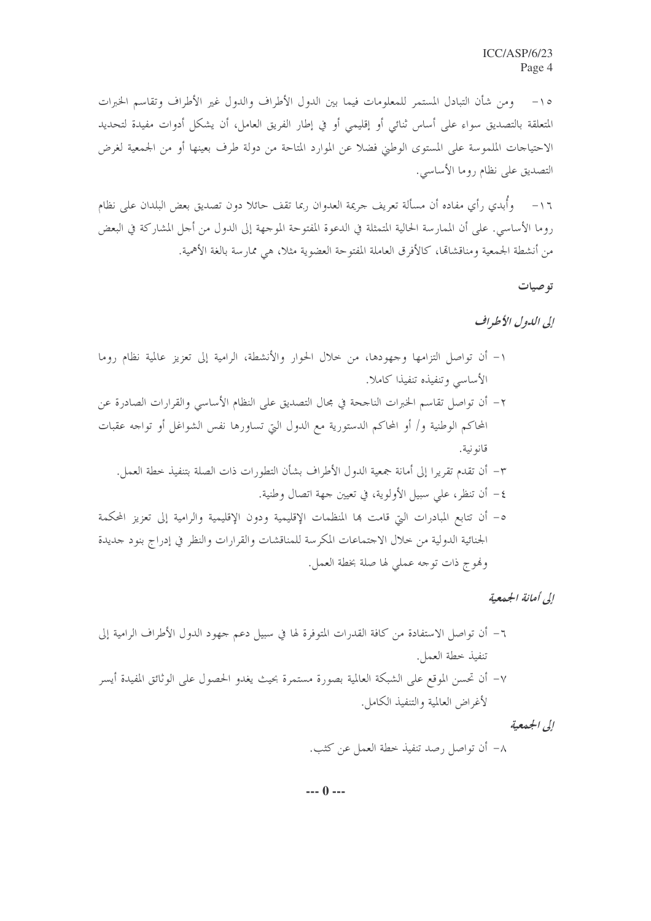١٥- ومن شأن التبادل المستمر للمعلومات فيما بين الدول الأطراف والدول غير الأطراف وتقاسم الخبرات المتعلقة بالتصديق سواء على أساس ثنائي أو إقليمي أو في إطار الفريق العامل، أن يشكل أدوات مفيدة لتحديد الاحتياجات الملموسة على المستوى الوطني فضلا عن الموارد المتاحة من دولة طرف بعينها أو من الجمعية لغرض التصديق على نظام روما الأساسي.

١٦- وأُبدي رأي مفاده أن مسألة تعريف جريمة العدوان ربما تقف حائلا دون تصديق بعض البلدان على نظام روما الأساسي. على أن الممارسة الحالية المتمثلة في الدعوة المفتوحة الموجهة إلى الدول من أجل المشاركة في البعض من أنشطة الجمعية ومناقشاتها، كالأفرقة العاملة المفتوحة العضوية مثلا، هي ممارسة بالغة الأهمية.

## توصيات

### *إلى الدول الأطراف*

١- أن تواصل التزامها وجهودها، من خلال الحوار والأنشطة، الرامية إلى تعزيز عالمية نظام روما الأساسي وتنفيذه تنفيذا كاملا.

٢- أن تواصل تقاسم الخبرات الناجحة في مجال التصديق على النظام الأساسي والقرارات الصادرة عن المحاكم الوطنية و/ أو المحاكم الدستورية مع الدول التي تساورها نفس الشواغل أو تواجه عقبات قانونية.

٣- أن تقدم تقريرا إلى أمانة جمعية الدول الأطراف بشأن التطورات ذات الصلة بتنفيذ خطة العمل.

٤- أن تنظر، على سبيل الأولوية، في تعيين جهة اتصال وطنية.

٥- أن تتابع المبادرات التي قامت بها المنظمات الإقليمية ودون الإقليمية والرامية إلى تعزيز المحكمة الجنائية الدولية من خلال الاجتماعات المكرسة للمناقشات والقرارات والنظر في إدراج بنود جديدة ونهوج ذات توجه عملي لها صلة بخطة العمل.

### *إلى أمانة الجمعية*

٦- أن تواصل الاستفادة من كافة القدرات المتوفرة لها في سبيل دعم جهود الدول الأطراف الرامية إلى تنفيذ خطة العمل.

٧- أن تحسن الموقع على الشبكة العالمية بصورة مستمرة بحيث يغدو الحصول على الوثائق المفيدة أيسر لأغراض العالمية والتنفيذ الكامل.

### *إلى الجمعية*

٨- أن تواصل رصد تنفيذ خطة العمل عن كثب.

--- 0 ---